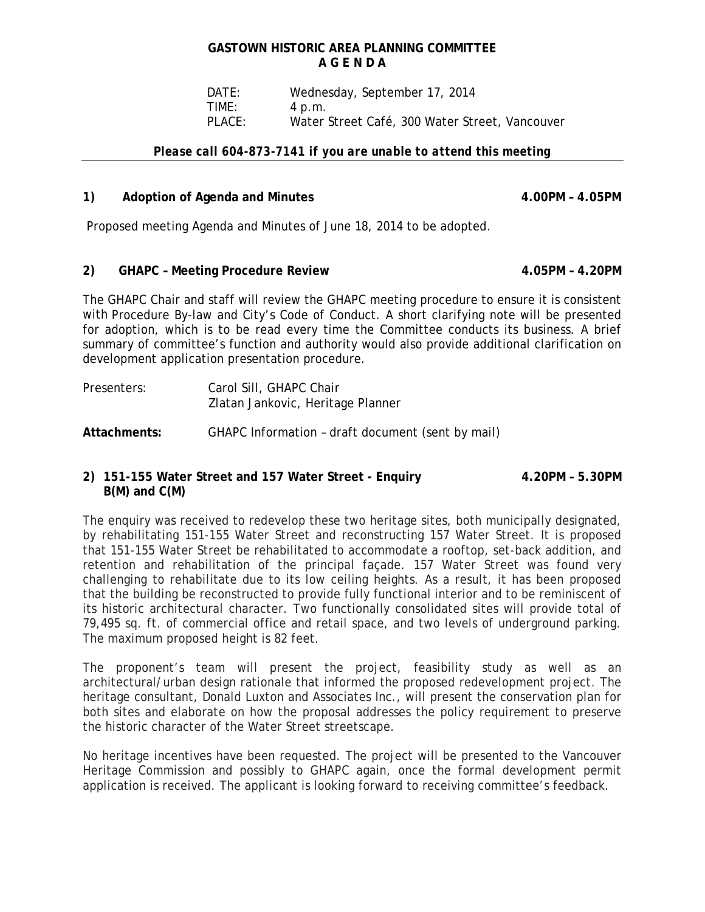# GASTOWN HISTORIC AREA PLANNING COMMITTEE
## A G E N D A

DATE: Wednesday, September 17, 2014
TIME: 4 p.m.
PLACE: Water Street Café, 300 Water Street, Vancouver

***Please call 604-873-7141 if you are unable to attend this meeting***

---

**1) Adoption of Agenda and Minutes** **4.00PM – 4.05PM**

Proposed meeting Agenda and Minutes of June 18, 2014 to be adopted.

**2) GHAPC – Meeting Procedure Review** **4.05PM – 4.20PM**

The GHAPC Chair and staff will review the GHAPC meeting procedure to ensure it is consistent with Procedure By-law and City's Code of Conduct. A short clarifying note will be presented for adoption, which is to be read every time the Committee conducts its business. A brief summary of committee's function and authority would also provide additional clarification on development application presentation procedure.

Presenters: Carol Sill, GHAPC Chair
Zlatan Jankovic, Heritage Planner

**Attachments:** GHAPC Information – draft document (sent by mail)

**2) 151-155 Water Street and 157 Water Street - Enquiry B(M) and C(M)** **4.20PM – 5.30PM**

The enquiry was received to redevelop these two heritage sites, both municipally designated, by rehabilitating 151-155 Water Street and reconstructing 157 Water Street. It is proposed that 151-155 Water Street be rehabilitated to accommodate a rooftop, set-back addition, and retention and rehabilitation of the principal façade. 157 Water Street was found very challenging to rehabilitate due to its low ceiling heights. As a result, it has been proposed that the building be reconstructed to provide fully functional interior and to be reminiscent of its historic architectural character. Two functionally consolidated sites will provide total of 79,495 sq. ft. of commercial office and retail space, and two levels of underground parking. The maximum proposed height is 82 feet.

The proponent's team will present the project, feasibility study as well as an architectural/urban design rationale that informed the proposed redevelopment project. The heritage consultant, Donald Luxton and Associates Inc., will present the conservation plan for both sites and elaborate on how the proposal addresses the policy requirement to preserve the historic character of the Water Street streetscape.

No heritage incentives have been requested. The project will be presented to the Vancouver Heritage Commission and possibly to GHAPC again, once the formal development permit application is received. The applicant is looking forward to receiving committee's feedback.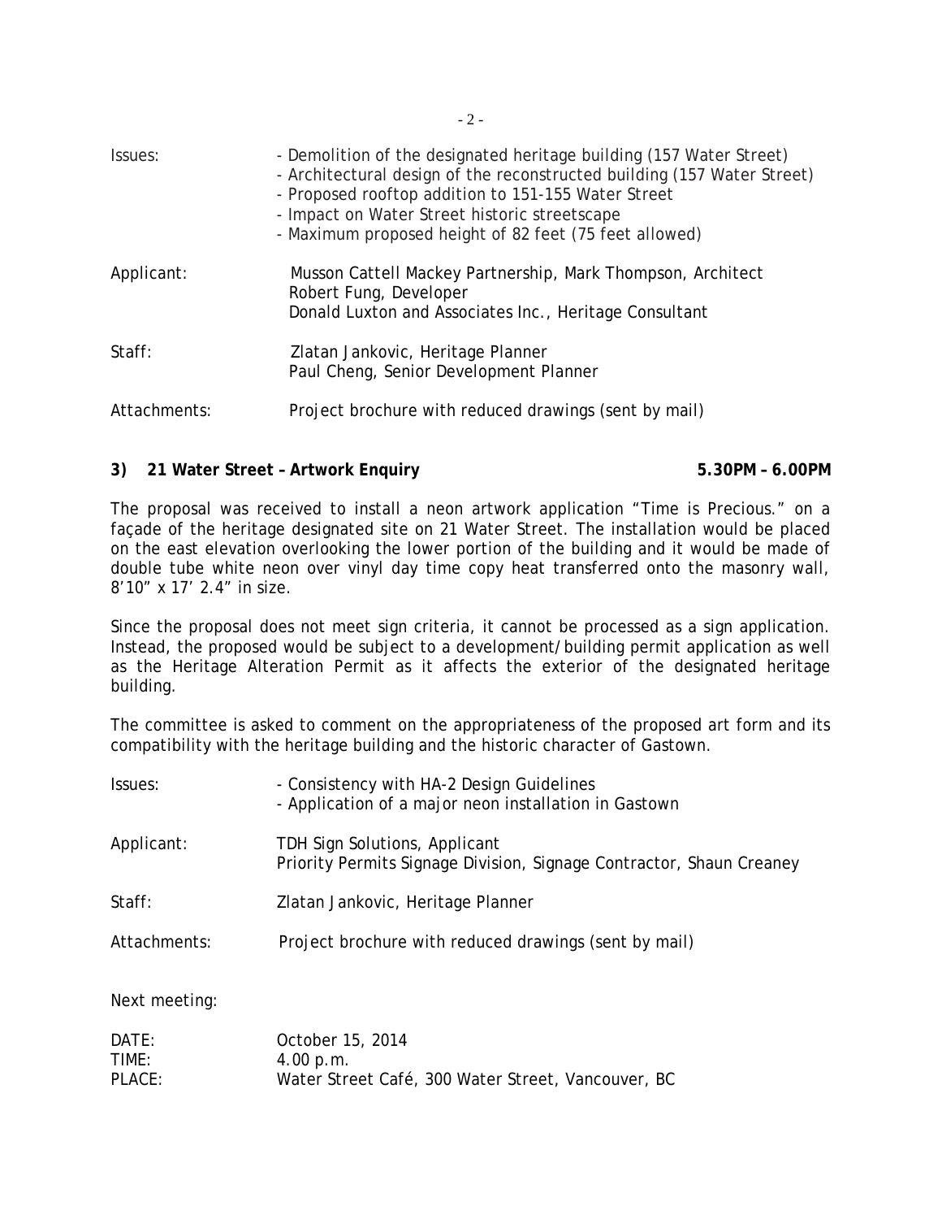| | |
|---|---|
| Issues: | - Demolition of the designated heritage building (157 Water Street)<br>- Architectural design of the reconstructed building (157 Water Street)<br>- Proposed rooftop addition to 151-155 Water Street<br>- Impact on Water Street historic streetscape<br>- Maximum proposed height of 82 feet (75 feet allowed) |
| Applicant: | Musson Cattell Mackey Partnership, Mark Thompson, Architect<br>Robert Fung, Developer<br>Donald Luxton and Associates Inc., Heritage Consultant |
| Staff: | Zlatan Jankovic, Heritage Planner<br>Paul Cheng, Senior Development Planner |
| Attachments: | Project brochure with reduced drawings (sent by mail) |

**3) 21 Water Street – Artwork Enquiry 5.30PM – 6.00PM**

The proposal was received to install a neon artwork application "Time is Precious." on a façade of the heritage designated site on 21 Water Street. The installation would be placed on the east elevation overlooking the lower portion of the building and it would be made of double tube white neon over vinyl day time copy heat transferred onto the masonry wall, 8'10" x 17' 2.4" in size.

Since the proposal does not meet sign criteria, it cannot be processed as a sign application. Instead, the proposed would be subject to a development/building permit application as well as the Heritage Alteration Permit as it affects the exterior of the designated heritage building.

The committee is asked to comment on the appropriateness of the proposed art form and its compatibility with the heritage building and the historic character of Gastown.

| | |
|---|---|
| Issues: | - Consistency with HA-2 Design Guidelines<br>- Application of a major neon installation in Gastown |
| Applicant: | TDH Sign Solutions, Applicant<br>Priority Permits Signage Division, Signage Contractor, Shaun Creaney |
| Staff: | Zlatan Jankovic, Heritage Planner |
| Attachments: | Project brochure with reduced drawings (sent by mail) |

Next meeting:

| | |
|---|---|
| DATE: | October 15, 2014 |
| TIME: | 4.00 p.m. |
| PLACE: | Water Street Café, 300 Water Street, Vancouver, BC |